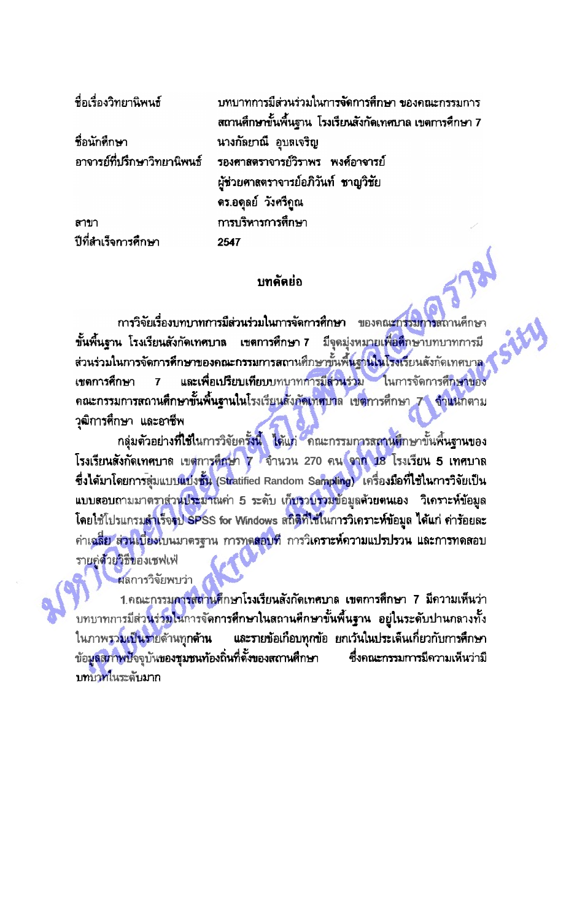| | |
|---|---|
| ชื่อเรื่องวิทยานิพนธ์ | บทบาทการมีส่วนร่วมในการจัดการศึกษา ของคณะกรรมการสถานศึกษาขั้นพื้นฐาน โรงเรียนสังกัดเทศบาล เขตการศึกษา 7 |
| ชื่อนักศึกษา | นางกัลยาณี อุบลเจริญ |
| อาจารย์ที่ปรึกษาวิทยานิพนธ์ | รองศาสตราจารย์วิราพร พงศ์อาจารย์<br>ผู้ช่วยศาสตราจารย์อภิวันท์ ชาญวิชัย<br>ดร.อดุลย์ วังศรีคูณ |
| สาขา | การบริหารการศึกษา |
| ปีที่สำเร็จการศึกษา | 2547 |

## บทคัดย่อ

การวิจัยเรื่องบทบาทการมีส่วนร่วมในการจัดการศึกษา ของคณะกรรมการสถานศึกษาขั้นพื้นฐาน โรงเรียนสังกัดเทศบาล เขตการศึกษา 7 มีจุดมุ่งหมายเพื่อศึกษาบทบาทการมีส่วนร่วมในการจัดการศึกษาของคณะกรรมการสถานศึกษาขั้นพื้นฐานในโรงเรียนสังกัดเทศบาล เขตการศึกษา 7 และเพื่อเปรียบเทียบบทบาทการมีส่วนร่วม ในการจัดการศึกษาของคณะกรรมการสถานศึกษาขั้นพื้นฐานในโรงเรียนสังกัดเทศบาล เขตการศึกษา 7 จำแนกตามวุฒิการศึกษา และอาชีพ

กลุ่มตัวอย่างที่ใช้ในการวิจัยครั้งนี้ ได้แก่ คณะกรรมการสถานศึกษาขั้นพื้นฐานของโรงเรียนสังกัดเทศบาล เขตการศึกษา 7 จำนวน 270 คน จาก 18 โรงเรียน 5 เทศบาล ซึ่งได้มาโดยการสุ่มแบบแบ่งชั้น (Stratified Random Sampling) เครื่องมือที่ใช้ในการวิจัยเป็นแบบสอบถามมาตราส่วนประมาณค่า 5 ระดับ เก็บรวบรวมข้อมูลด้วยตนเอง วิเคราะห์ข้อมูลโดยใช้โปรแกรมสำเร็จรูป SPSS for Windows สถิติที่ใช้ในการวิเคราะห์ข้อมูล ได้แก่ ค่าร้อยละ ค่าเฉลี่ย ส่วนเบี่ยงเบนมาตรฐาน การทดสอบที การวิเคราะห์ความแปรปรวน และการทดสอบรายคู่ด้วยวิธีของเชฟเฟ่

ผลการวิจัยพบว่า

1.คณะกรรมการสถานศึกษาโรงเรียนสังกัดเทศบาล เขตการศึกษา 7 มีความเห็นว่าบทบาทการมีส่วนร่วมในการจัดการศึกษาในสถานศึกษาขั้นพื้นฐาน อยู่ในระดับปานกลางทั้งในภาพรวมเป็นรายด้านทุกด้าน และรายข้อเกือบทุกข้อ ยกเว้นในประเด็นเกี่ยวกับการศึกษาข้อมูลสภาพปัจจุบันของชุมชนท้องถิ่นที่ตั้งของสถานศึกษา ซึ่งคณะกรรมการมีความเห็นว่ามีบทบาทในระดับมาก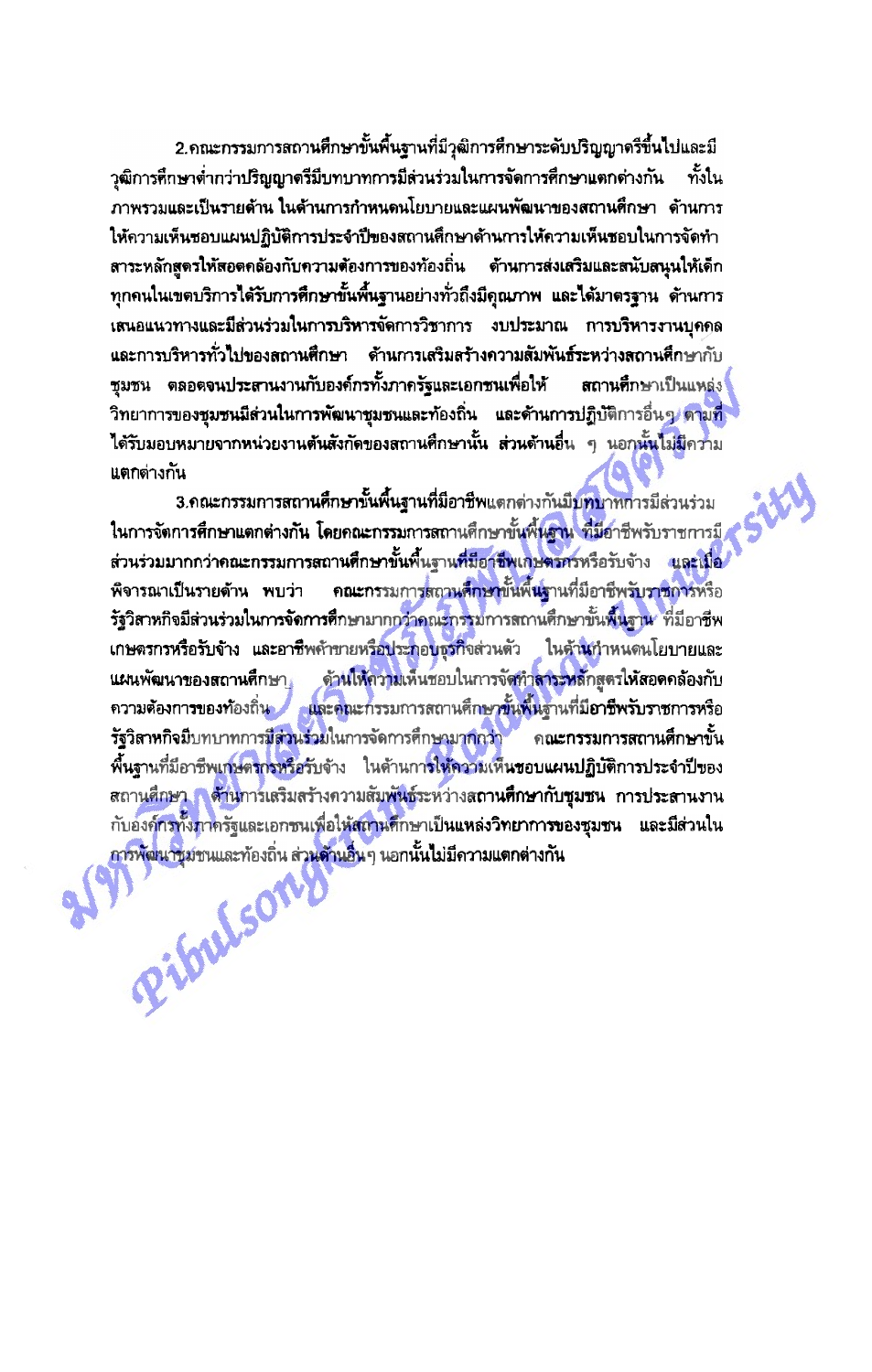2.คณะกรรมการสถานศึกษาขั้นพื้นฐานที่มีวุฒิการศึกษาระดับปริญญาตรีขึ้นไปและมีวุฒิการศึกษาต่ำกว่าปริญญาตรีมีบทบาทการมีส่วนร่วมในการจัดการศึกษาแตกต่างกัน ทั้งในภาพรวมและเป็นรายด้าน ในด้านการกำหนดนโยบายและแผนพัฒนาของสถานศึกษา ด้านการให้ความเห็นชอบแผนปฏิบัติการประจำปีของสถานศึกษาด้านการให้ความเห็นชอบในการจัดทำสาระหลักสูตรให้สอดคล้องกับความต้องการของท้องถิ่น ด้านการส่งเสริมและสนับสนุนให้เด็กทุกคนในเขตบริการได้รับการศึกษาขั้นพื้นฐานอย่างทั่วถึงมีคุณภาพ และได้มาตรฐาน ด้านการเสนอแนวทางและมีส่วนร่วมในการบริหารจัดการวิชาการ งบประมาณ การบริหารงานบุคคลและการบริหารทั่วไปของสถานศึกษา ด้านการเสริมสร้างความสัมพันธ์ระหว่างสถานศึกษากับชุมชน ตลอดจนประสานงานกับองค์กรทั้งภาครัฐและเอกชนเพื่อให้ สถานศึกษาเป็นแหล่งวิทยาการของชุมชนมีส่วนในการพัฒนาชุมชนและท้องถิ่น และด้านการปฏิบัติการอื่นๆ ตามที่ได้รับมอบหมายจากหน่วยงานต้นสังกัดของสถานศึกษานั้น ส่วนด้านอื่น ๆ นอกนั้นไม่มีความแตกต่างกัน

3.คณะกรรมการสถานศึกษาขั้นพื้นฐานที่มีอาชีพแตกต่างกันมีบทบาทการมีส่วนร่วมในการจัดการศึกษาแตกต่างกัน โดยคณะกรรมการสถานศึกษาขั้นพื้นฐาน ที่มีอาชีพรับราชการมีส่วนร่วมมากกว่าคณะกรรมการสถานศึกษาขั้นพื้นฐานที่มีอาชีพเกษตรกรหรือรับจ้าง และเมื่อพิจารณาเป็นรายด้าน พบว่า คณะกรรมการสถานศึกษาขั้นพื้นฐานที่มีอาชีพรับราชการหรือรัฐวิสาหกิจมีส่วนร่วมในการจัดการศึกษามากกว่าคณะกรรมการสถานศึกษาขั้นพื้นฐาน ที่มีอาชีพเกษตรกรหรือรับจ้าง และอาชีพค้าขายหรือประกอบธุรกิจส่วนตัว ในด้านกำหนดนโยบายและแผนพัฒนาของสถานศึกษา ด้านให้ความเห็นชอบในการจัดทำสาระหลักสูตรให้สอดคล้องกับความต้องการของท้องถิ่น และคณะกรรมการสถานศึกษาขั้นพื้นฐานที่มีอาชีพรับราชการหรือรัฐวิสาหกิจมีบทบาทการมีส่วนร่วมในการจัดการศึกษามากกว่า คณะกรรมการสถานศึกษาขั้นพื้นฐานที่มีอาชีพเกษตรกรหรือรับจ้าง ในด้านการให้ความเห็นชอบแผนปฏิบัติการประจำปีของสถานศึกษา ด้านการเสริมสร้างความสัมพันธ์ระหว่างสถานศึกษากับชุมชน การประสานงานกับองค์กรทั้งภาครัฐและเอกชนเพื่อให้สถานศึกษาเป็นแหล่งวิทยาการของชุมชน และมีส่วนในการพัฒนาชุมชนและท้องถิ่น ส่วนด้านอื่นๆ นอกนั้นไม่มีความแตกต่างกัน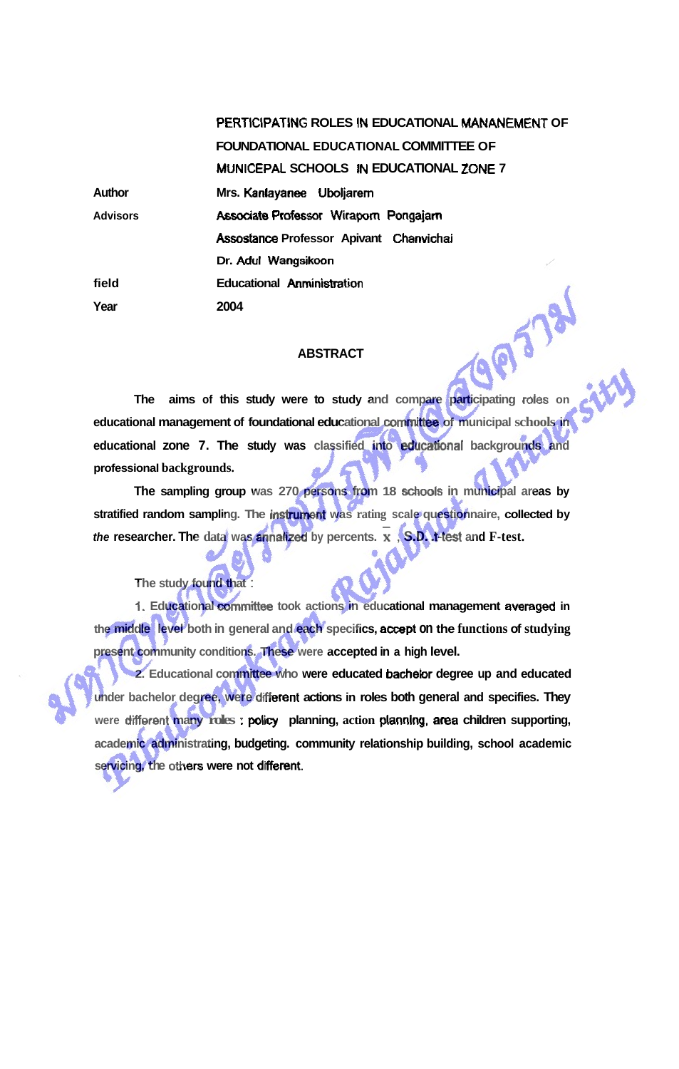| | |
|---|---|
| | **PERTICIPATING ROLES IN EDUCATIONAL MANANEMENT OF FOUNDATIONAL EDUCATIONAL COMMITTEE OF MUNICEPAL SCHOOLS IN EDUCATIONAL ZONE 7** |
| Author | Mrs. Kanlayanee Uboljarern |
| Advisors | Associate Professor Wiraporn Pongajarn |
| | Assostance Professor Apivant Chanvichai |
| | Dr. Adul Wangsikoon |
| field | Educational Anministration |
| Year | 2004 |

## ABSTRACT

The aims of this study were to study and compare participating roles on educational management of foundational educational committee of municipal schools in educational zone 7. The study was classified into educational backgrounds and professional backgrounds.

The sampling group was 270 persons from 18 schools in municipal areas by stratified random sampling. The instrument was rating scale questionnaire, collected by the researcher. The data was annalized by percents. $\bar{x}$ , S.D. t-test and F-test.

The study found that :

1. Educational committee took actions in educational management averaged in the middle level both in general and each specifics, accept on the functions of studying present community conditions. These were accepted in a high level.

2. Educational committee who were educated bachelor degree up and educated under bachelor degree, were different actions in roles both general and specifies. They were different many roles : policy planning, action plannlng, area children supporting, academic administrating, budgeting. community relationship building, school academic servicing, the others were not different.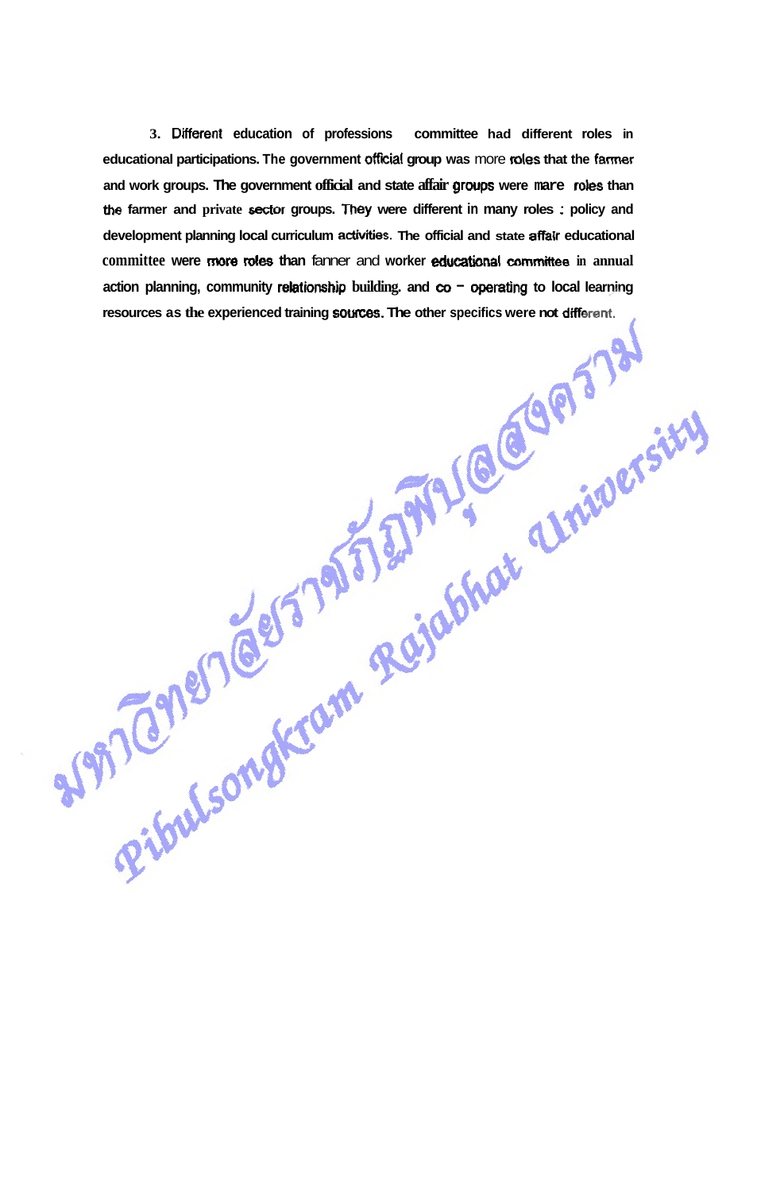3. Different education of professions committee had different roles in educational participations. The government official group was more roles that the farmer and work groups. The government official and state affair groups were mare roles than the farmer and private sector groups. They were different in many roles : policy and development planning local curriculum activities. The official and state affair educational committee were more roles than fanner and worker educational committee in annual action planning, community relationship building, and co - operating to local learning resources as the experienced training sources. The other specifics were not different.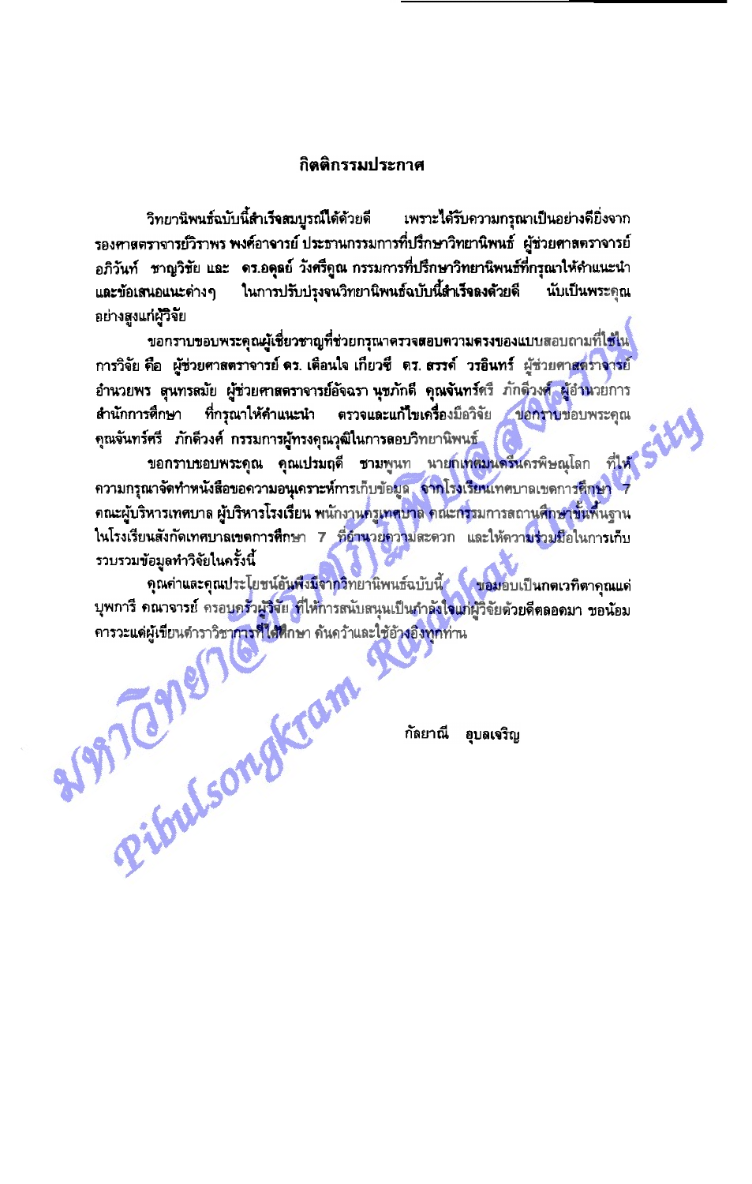# กิตติกรรมประกาศ

วิทยานิพนธ์ฉบับนี้สำเร็จสมบูรณ์ได้ด้วยดี เพราะได้รับความกรุณาเป็นอย่างดียิ่งจาก รองศาสตราจารย์วิราพร พงศ์อาจารย์ ประธานกรรมการที่ปรึกษาวิทยานิพนธ์ ผู้ช่วยศาสตราจารย์อภิวันท์ ชาญวิชัย และ ดร.อดุลย์ วังศรีคูณ กรรมการที่ปรึกษาวิทยานิพนธ์ที่กรุณาให้คำแนะนำและข้อเสนอแนะต่างๆ ในการปรับปรุงวิทยานิพนธ์ฉบับนี้สำเร็จลงด้วยดี นับเป็นพระคุณอย่างสูงแก่ผู้วิจัย

ขอกราบขอบพระคุณผู้เชี่ยวชาญที่ช่วยกรุณาตรวจสอบความตรงของแบบสอบถามที่ใช้ในการวิจัย คือ ผู้ช่วยศาสตราจารย์ ดร. เตือนใจ เกียวซี ดร. สรรค์ วรอินทร์ ผู้ช่วยศาสตราจารย์อำนวยพร สุนทรสมัย ผู้ช่วยศาสตราจารย์อัจฉรา นุชภักดี คุณจันทร์ศรี ภักดีวงศ์ ผู้อำนวยการสำนักการศึกษา ที่กรุณาให้คำแนะนำ ตรวจและแก้ไขเครื่องมือวิจัย ขอกราบขอบพระคุณคุณจันทร์ศรี ภักดีวงศ์ กรรมการผู้ทรงคุณวุฒิในการสอบวิทยานิพนธ์

ขอกราบขอบพระคุณ คุณเปรมฤดี ชามพูนท นายกเทศมนตรีนครพิษณุโลก ที่ให้ความกรุณาจัดทำหนังสือขอความอนุเคราะห์การเก็บข้อมูล จากโรงเรียนเทศบาลเขตการศึกษา 7 คณะผู้บริหารเทศบาล ผู้บริหารโรงเรียน พนักงานครูเทศบาล คณะกรรมการสถานศึกษาขั้นพื้นฐานในโรงเรียนสังกัดเทศบาลเขตการศึกษา 7 ที่อำนวยความสะดวก และให้ความร่วมมือในการเก็บรวบรวมข้อมูลทำวิจัยในครั้งนี้

คุณค่าและคุณประโยชน์อันพึงมีจากวิทยานิพนธ์ฉบับนี้ ขอมอบเป็นกตเวทิตาคุณแด่บุพการี คณาจารย์ ครอบครัวผู้วิจัย ที่ให้การสนับสนุนเป็นกำลังใจแก่ผู้วิจัยด้วยดีตลอดมา ขอน้อมคารวะแด่ผู้เขียนตำราวิชาการที่ได้ศึกษา ค้นคว้าและใช้อ้างอิงทุกท่าน

กัลยาณี อุบลเจริญ